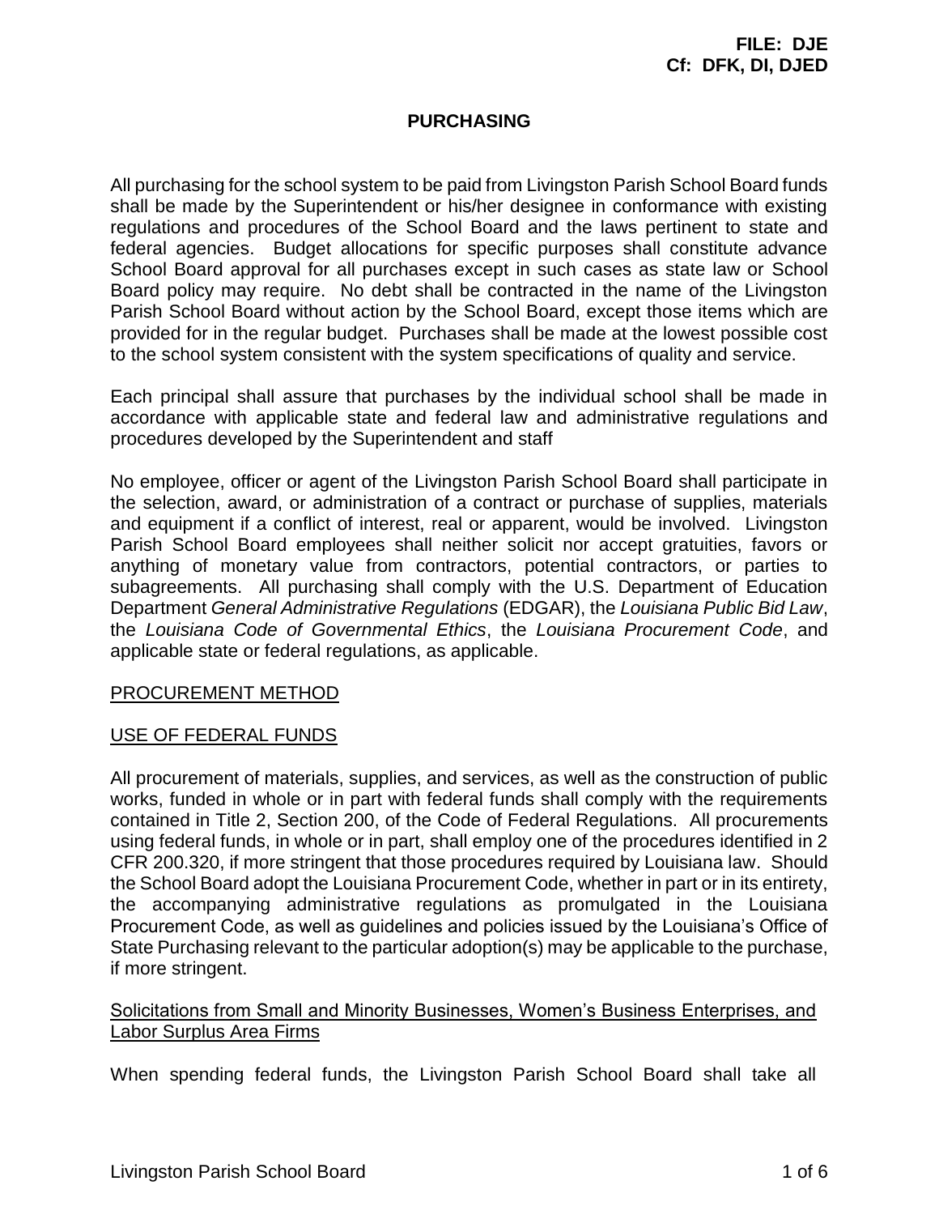**FILE: DJE**
**Cf: DFK, DI, DJED**

# PURCHASING

All purchasing for the school system to be paid from Livingston Parish School Board funds shall be made by the Superintendent or his/her designee in conformance with existing regulations and procedures of the School Board and the laws pertinent to state and federal agencies. Budget allocations for specific purposes shall constitute advance School Board approval for all purchases except in such cases as state law or School Board policy may require. No debt shall be contracted in the name of the Livingston Parish School Board without action by the School Board, except those items which are provided for in the regular budget. Purchases shall be made at the lowest possible cost to the school system consistent with the system specifications of quality and service.

Each principal shall assure that purchases by the individual school shall be made in accordance with applicable state and federal law and administrative regulations and procedures developed by the Superintendent and staff

No employee, officer or agent of the Livingston Parish School Board shall participate in the selection, award, or administration of a contract or purchase of supplies, materials and equipment if a conflict of interest, real or apparent, would be involved. Livingston Parish School Board employees shall neither solicit nor accept gratuities, favors or anything of monetary value from contractors, potential contractors, or parties to subagreements. All purchasing shall comply with the U.S. Department of Education Department *General Administrative Regulations* (EDGAR), the *Louisiana Public Bid Law*, the *Louisiana Code of Governmental Ethics*, the *Louisiana Procurement Code*, and applicable state or federal regulations, as applicable.

## PROCUREMENT METHOD

## USE OF FEDERAL FUNDS

All procurement of materials, supplies, and services, as well as the construction of public works, funded in whole or in part with federal funds shall comply with the requirements contained in Title 2, Section 200, of the Code of Federal Regulations. All procurements using federal funds, in whole or in part, shall employ one of the procedures identified in 2 CFR 200.320, if more stringent that those procedures required by Louisiana law. Should the School Board adopt the Louisiana Procurement Code, whether in part or in its entirety, the accompanying administrative regulations as promulgated in the Louisiana Procurement Code, as well as guidelines and policies issued by the Louisiana's Office of State Purchasing relevant to the particular adoption(s) may be applicable to the purchase, if more stringent.

### Solicitations from Small and Minority Businesses, Women's Business Enterprises, and Labor Surplus Area Firms

When spending federal funds, the Livingston Parish School Board shall take all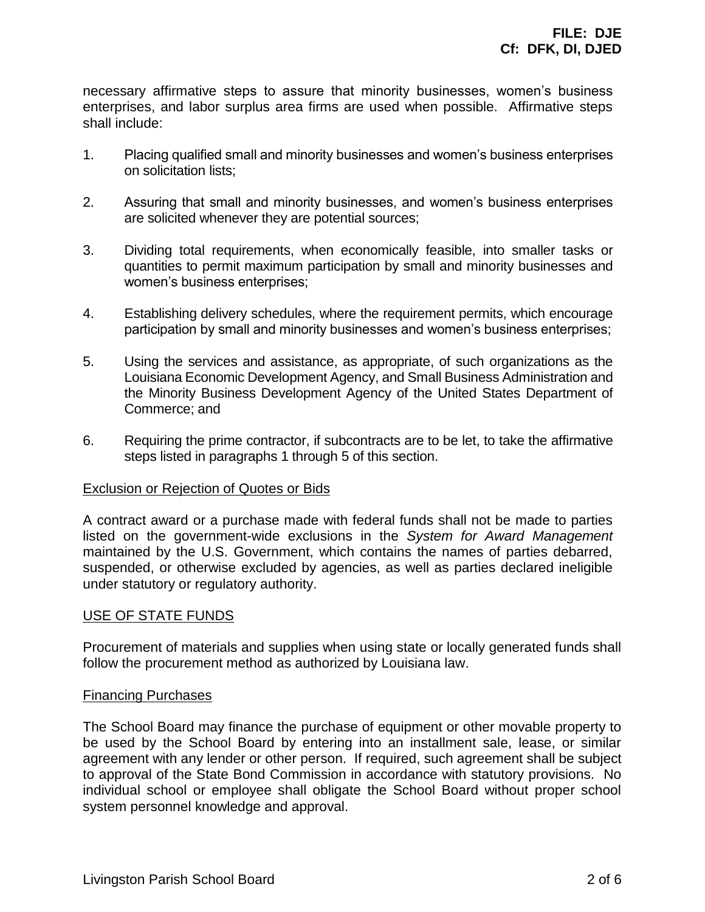necessary affirmative steps to assure that minority businesses, women's business enterprises, and labor surplus area firms are used when possible. Affirmative steps shall include:

1. Placing qualified small and minority businesses and women's business enterprises on solicitation lists;

2. Assuring that small and minority businesses, and women's business enterprises are solicited whenever they are potential sources;

3. Dividing total requirements, when economically feasible, into smaller tasks or quantities to permit maximum participation by small and minority businesses and women's business enterprises;

4. Establishing delivery schedules, where the requirement permits, which encourage participation by small and minority businesses and women's business enterprises;

5. Using the services and assistance, as appropriate, of such organizations as the Louisiana Economic Development Agency, and Small Business Administration and the Minority Business Development Agency of the United States Department of Commerce; and

6. Requiring the prime contractor, if subcontracts are to be let, to take the affirmative steps listed in paragraphs 1 through 5 of this section.

### Exclusion or Rejection of Quotes or Bids

A contract award or a purchase made with federal funds shall not be made to parties listed on the government-wide exclusions in the *System for Award Management* maintained by the U.S. Government, which contains the names of parties debarred, suspended, or otherwise excluded by agencies, as well as parties declared ineligible under statutory or regulatory authority.

## USE OF STATE FUNDS

Procurement of materials and supplies when using state or locally generated funds shall follow the procurement method as authorized by Louisiana law.

### Financing Purchases

The School Board may finance the purchase of equipment or other movable property to be used by the School Board by entering into an installment sale, lease, or similar agreement with any lender or other person. If required, such agreement shall be subject to approval of the State Bond Commission in accordance with statutory provisions. No individual school or employee shall obligate the School Board without proper school system personnel knowledge and approval.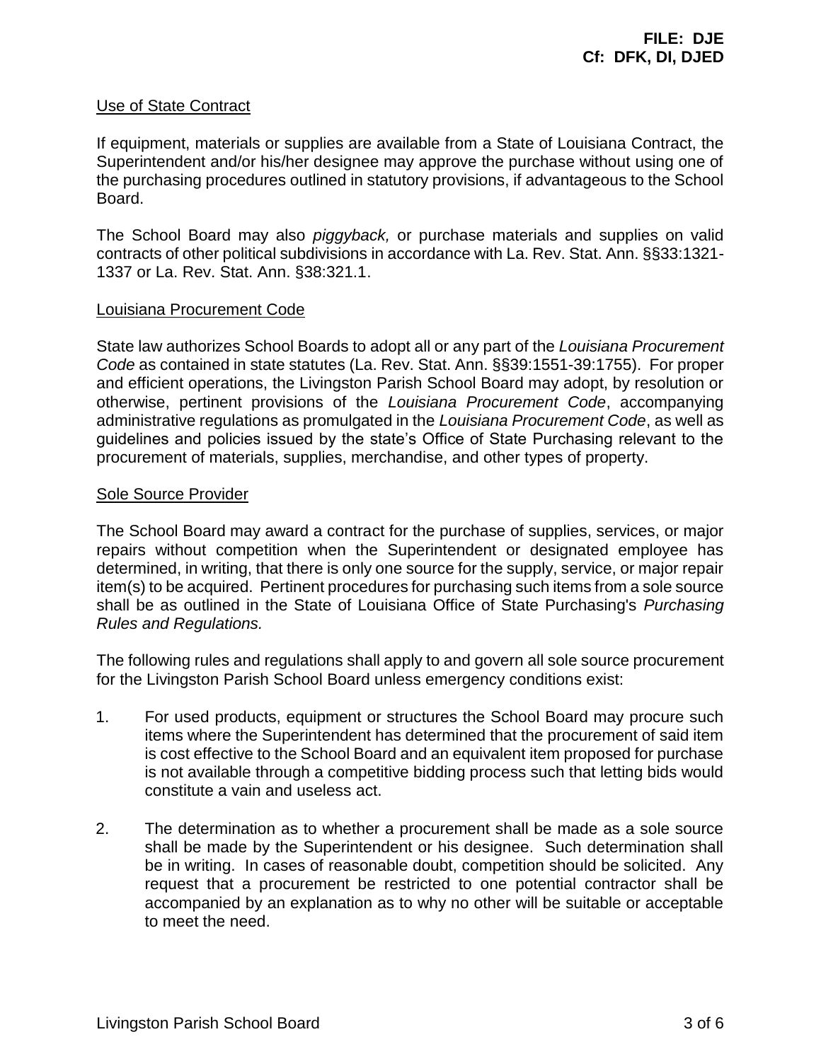## Use of State Contract

If equipment, materials or supplies are available from a State of Louisiana Contract, the Superintendent and/or his/her designee may approve the purchase without using one of the purchasing procedures outlined in statutory provisions, if advantageous to the School Board.

The School Board may also *piggyback,* or purchase materials and supplies on valid contracts of other political subdivisions in accordance with La. Rev. Stat. Ann. §§33:1321-1337 or La. Rev. Stat. Ann. §38:321.1.

## Louisiana Procurement Code

State law authorizes School Boards to adopt all or any part of the *Louisiana Procurement Code* as contained in state statutes (La. Rev. Stat. Ann. §§39:1551-39:1755). For proper and efficient operations, the Livingston Parish School Board may adopt, by resolution or otherwise, pertinent provisions of the *Louisiana Procurement Code*, accompanying administrative regulations as promulgated in the *Louisiana Procurement Code*, as well as guidelines and policies issued by the state's Office of State Purchasing relevant to the procurement of materials, supplies, merchandise, and other types of property.

## Sole Source Provider

The School Board may award a contract for the purchase of supplies, services, or major repairs without competition when the Superintendent or designated employee has determined, in writing, that there is only one source for the supply, service, or major repair item(s) to be acquired. Pertinent procedures for purchasing such items from a sole source shall be as outlined in the State of Louisiana Office of State Purchasing's *Purchasing Rules and Regulations.*

The following rules and regulations shall apply to and govern all sole source procurement for the Livingston Parish School Board unless emergency conditions exist:

1. For used products, equipment or structures the School Board may procure such items where the Superintendent has determined that the procurement of said item is cost effective to the School Board and an equivalent item proposed for purchase is not available through a competitive bidding process such that letting bids would constitute a vain and useless act.

2. The determination as to whether a procurement shall be made as a sole source shall be made by the Superintendent or his designee. Such determination shall be in writing. In cases of reasonable doubt, competition should be solicited. Any request that a procurement be restricted to one potential contractor shall be accompanied by an explanation as to why no other will be suitable or acceptable to meet the need.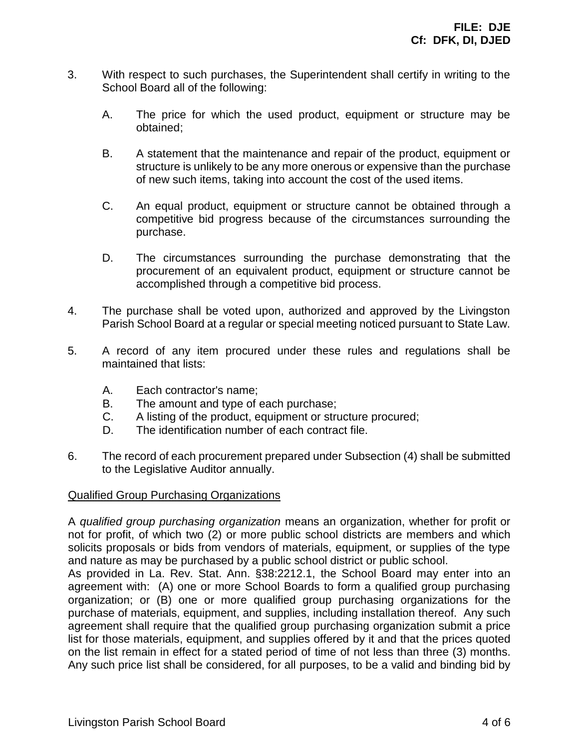3. With respect to such purchases, the Superintendent shall certify in writing to the School Board all of the following:

   A. The price for which the used product, equipment or structure may be obtained;

   B. A statement that the maintenance and repair of the product, equipment or structure is unlikely to be any more onerous or expensive than the purchase of new such items, taking into account the cost of the used items.

   C. An equal product, equipment or structure cannot be obtained through a competitive bid progress because of the circumstances surrounding the purchase.

   D. The circumstances surrounding the purchase demonstrating that the procurement of an equivalent product, equipment or structure cannot be accomplished through a competitive bid process.

4. The purchase shall be voted upon, authorized and approved by the Livingston Parish School Board at a regular or special meeting noticed pursuant to State Law.

5. A record of any item procured under these rules and regulations shall be maintained that lists:

   A. Each contractor's name;
   B. The amount and type of each purchase;
   C. A listing of the product, equipment or structure procured;
   D. The identification number of each contract file.

6. The record of each procurement prepared under Subsection (4) shall be submitted to the Legislative Auditor annually.

<u>Qualified Group Purchasing Organizations</u>

A *qualified group purchasing organization* means an organization, whether for profit or not for profit, of which two (2) or more public school districts are members and which solicits proposals or bids from vendors of materials, equipment, or supplies of the type and nature as may be purchased by a public school district or public school.

As provided in La. Rev. Stat. Ann. §38:2212.1, the School Board may enter into an agreement with: (A) one or more School Boards to form a qualified group purchasing organization; or (B) one or more qualified group purchasing organizations for the purchase of materials, equipment, and supplies, including installation thereof. Any such agreement shall require that the qualified group purchasing organization submit a price list for those materials, equipment, and supplies offered by it and that the prices quoted on the list remain in effect for a stated period of time of not less than three (3) months. Any such price list shall be considered, for all purposes, to be a valid and binding bid by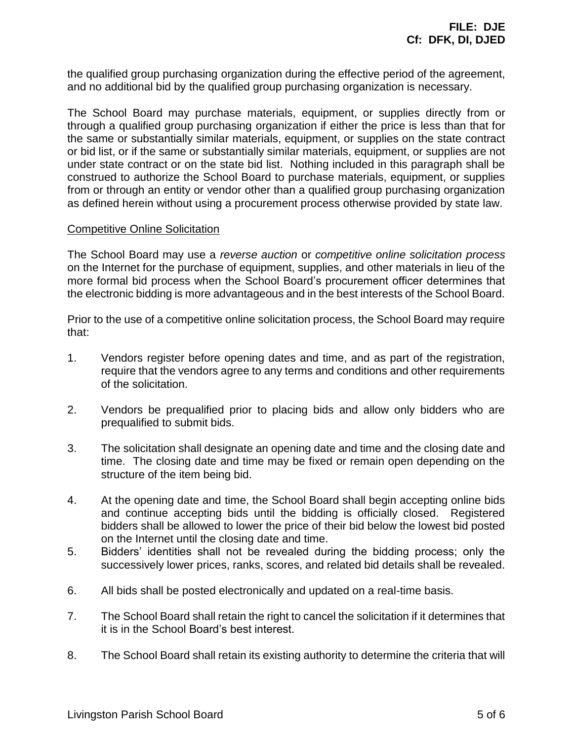the qualified group purchasing organization during the effective period of the agreement, and no additional bid by the qualified group purchasing organization is necessary.

The School Board may purchase materials, equipment, or supplies directly from or through a qualified group purchasing organization if either the price is less than that for the same or substantially similar materials, equipment, or supplies on the state contract or bid list, or if the same or substantially similar materials, equipment, or supplies are not under state contract or on the state bid list. Nothing included in this paragraph shall be construed to authorize the School Board to purchase materials, equipment, or supplies from or through an entity or vendor other than a qualified group purchasing organization as defined herein without using a procurement process otherwise provided by state law.

Competitive Online Solicitation

The School Board may use a *reverse auction* or *competitive online solicitation process* on the Internet for the purchase of equipment, supplies, and other materials in lieu of the more formal bid process when the School Board's procurement officer determines that the electronic bidding is more advantageous and in the best interests of the School Board.

Prior to the use of a competitive online solicitation process, the School Board may require that:

1. Vendors register before opening dates and time, and as part of the registration, require that the vendors agree to any terms and conditions and other requirements of the solicitation.

2. Vendors be prequalified prior to placing bids and allow only bidders who are prequalified to submit bids.

3. The solicitation shall designate an opening date and time and the closing date and time. The closing date and time may be fixed or remain open depending on the structure of the item being bid.

4. At the opening date and time, the School Board shall begin accepting online bids and continue accepting bids until the bidding is officially closed. Registered bidders shall be allowed to lower the price of their bid below the lowest bid posted on the Internet until the closing date and time.

5. Bidders' identities shall not be revealed during the bidding process; only the successively lower prices, ranks, scores, and related bid details shall be revealed.

6. All bids shall be posted electronically and updated on a real-time basis.

7. The School Board shall retain the right to cancel the solicitation if it determines that it is in the School Board's best interest.

8. The School Board shall retain its existing authority to determine the criteria that will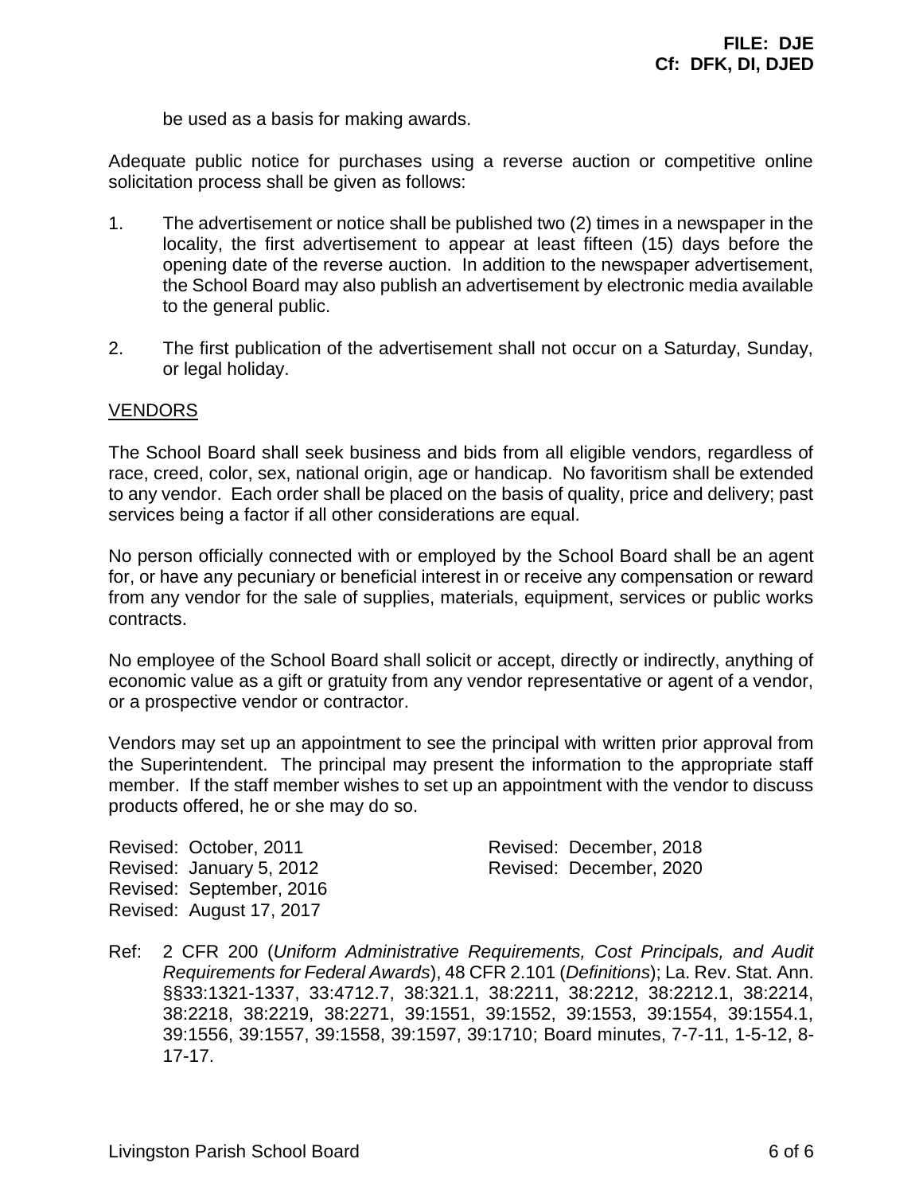be used as a basis for making awards.

Adequate public notice for purchases using a reverse auction or competitive online solicitation process shall be given as follows:

1. The advertisement or notice shall be published two (2) times in a newspaper in the locality, the first advertisement to appear at least fifteen (15) days before the opening date of the reverse auction. In addition to the newspaper advertisement, the School Board may also publish an advertisement by electronic media available to the general public.

2. The first publication of the advertisement shall not occur on a Saturday, Sunday, or legal holiday.

## VENDORS

The School Board shall seek business and bids from all eligible vendors, regardless of race, creed, color, sex, national origin, age or handicap. No favoritism shall be extended to any vendor. Each order shall be placed on the basis of quality, price and delivery; past services being a factor if all other considerations are equal.

No person officially connected with or employed by the School Board shall be an agent for, or have any pecuniary or beneficial interest in or receive any compensation or reward from any vendor for the sale of supplies, materials, equipment, services or public works contracts.

No employee of the School Board shall solicit or accept, directly or indirectly, anything of economic value as a gift or gratuity from any vendor representative or agent of a vendor, or a prospective vendor or contractor.

Vendors may set up an appointment to see the principal with written prior approval from the Superintendent. The principal may present the information to the appropriate staff member. If the staff member wishes to set up an appointment with the vendor to discuss products offered, he or she may do so.

Revised: October, 2011
Revised: January 5, 2012
Revised: September, 2016
Revised: August 17, 2017
Revised: December, 2018
Revised: December, 2020

Ref: 2 CFR 200 (*Uniform Administrative Requirements, Cost Principals, and Audit Requirements for Federal Awards*), 48 CFR 2.101 (*Definitions*); La. Rev. Stat. Ann. §§33:1321-1337, 33:4712.7, 38:321.1, 38:2211, 38:2212, 38:2212.1, 38:2214, 38:2218, 38:2219, 38:2271, 39:1551, 39:1552, 39:1553, 39:1554, 39:1554.1, 39:1556, 39:1557, 39:1558, 39:1597, 39:1710; Board minutes, 7-7-11, 1-5-12, 8-17-17.